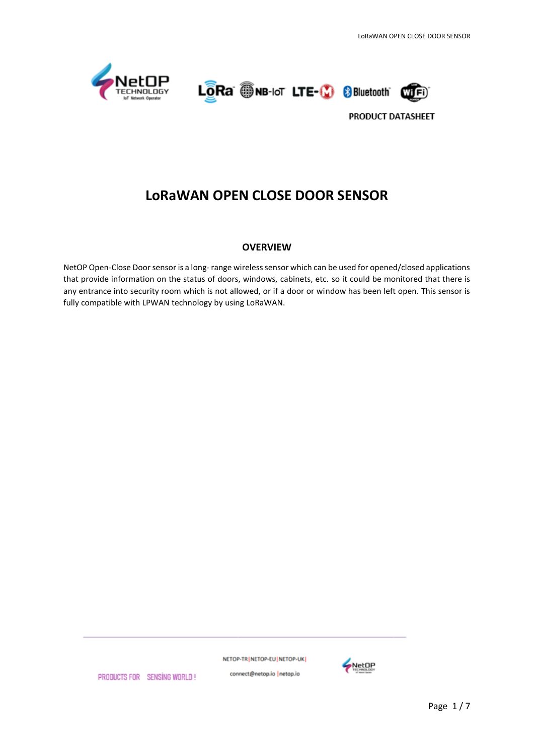PRODUCT DATASHEET

# LoRaWAN OPEN CLOSE DOOR SENSOR

## OVERVIEW

NetOP Open-Close Door sensor is a long- range wireless sensor which can be used for opened/closed applications that provide information on the status of doors, windows, cabinets, etc. so it could be monitored that there is any entrance into security room which is not allowed, or if a door or window has been left open. This sensor is fully compatible with LPWAN technology by using LoRaWAN.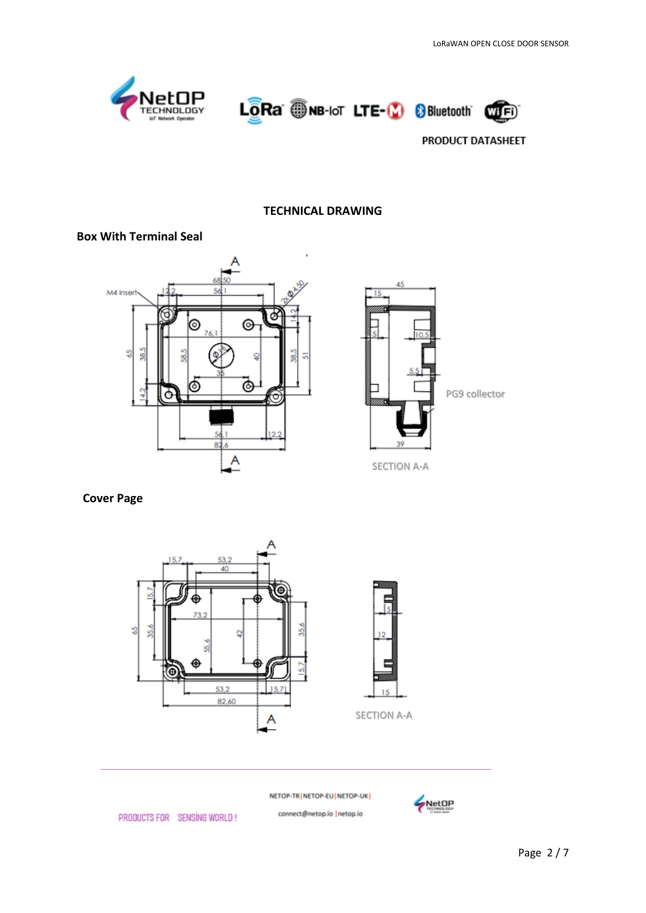## TECHNICAL DRAWING

### Box With Terminal Seal

M4 insert

PG9 collector

SECTION A-A

### Cover Page

SECTION A-A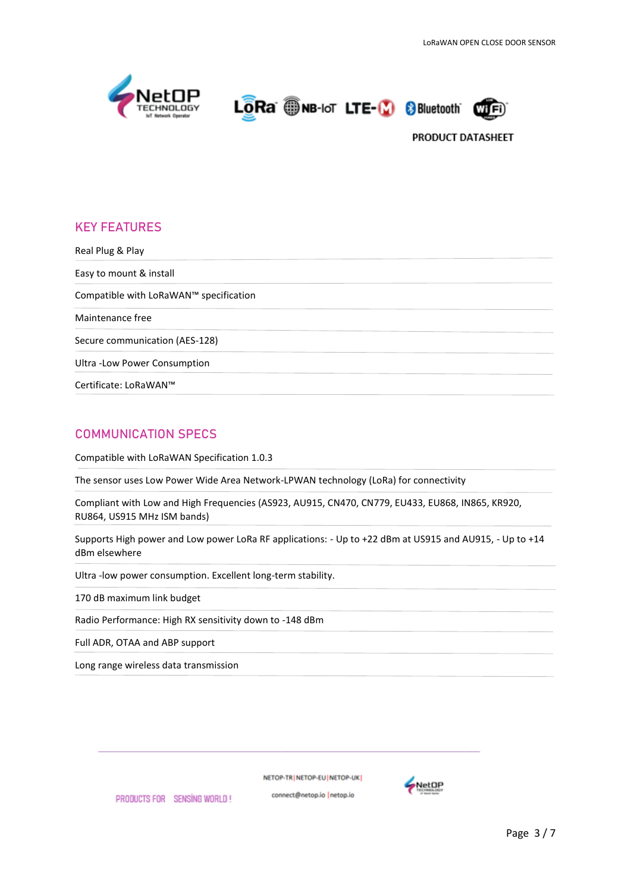## KEY FEATURES

Real Plug & Play

Easy to mount & install

Compatible with LoRaWAN™ specification

Maintenance free

Secure communication (AES-128)

Ultra -Low Power Consumption

Certificate: LoRaWAN™

## COMMUNICATION SPECS

Compatible with LoRaWAN Specification 1.0.3

The sensor uses Low Power Wide Area Network-LPWAN technology (LoRa) for connectivity

Compliant with Low and High Frequencies (AS923, AU915, CN470, CN779, EU433, EU868, IN865, KR920, RU864, US915 MHz ISM bands)

Supports High power and Low power LoRa RF applications: - Up to +22 dBm at US915 and AU915, - Up to +14 dBm elsewhere

Ultra -low power consumption. Excellent long-term stability.

170 dB maximum link budget

Radio Performance: High RX sensitivity down to -148 dBm

Full ADR, OTAA and ABP support

Long range wireless data transmission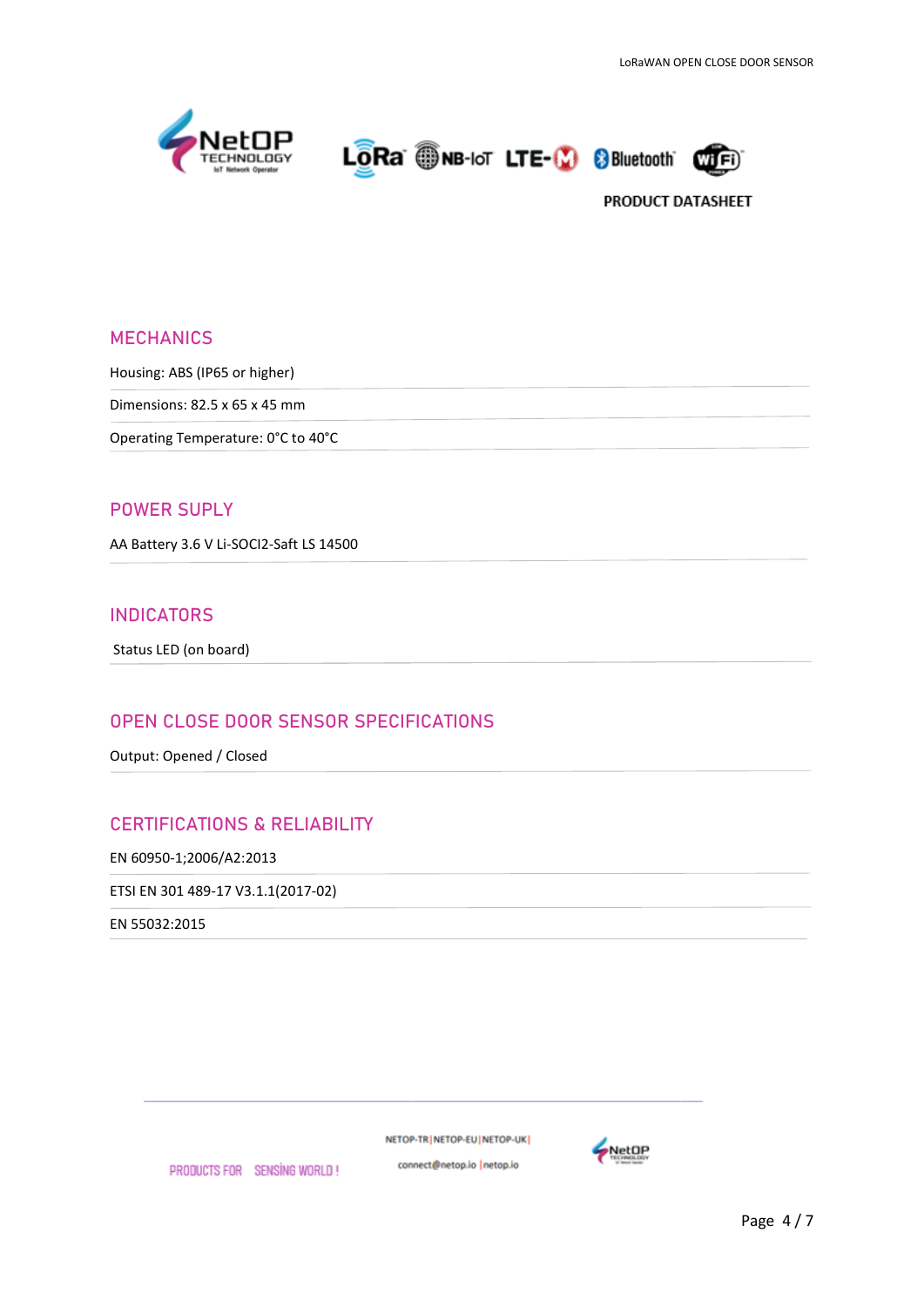## MECHANICS

Housing: ABS (IP65 or higher)

Dimensions: 82.5 x 65 x 45 mm

Operating Temperature: 0°C to 40°C

## POWER SUPLY

AA Battery 3.6 V Li-SOCI2-Saft LS 14500

## INDICATORS

Status LED (on board)

## OPEN CLOSE DOOR SENSOR SPECIFICATIONS

Output: Opened / Closed

## CERTIFICATIONS & RELIABILITY

EN 60950-1;2006/A2:2013

ETSI EN 301 489-17 V3.1.1(2017-02)

EN 55032:2015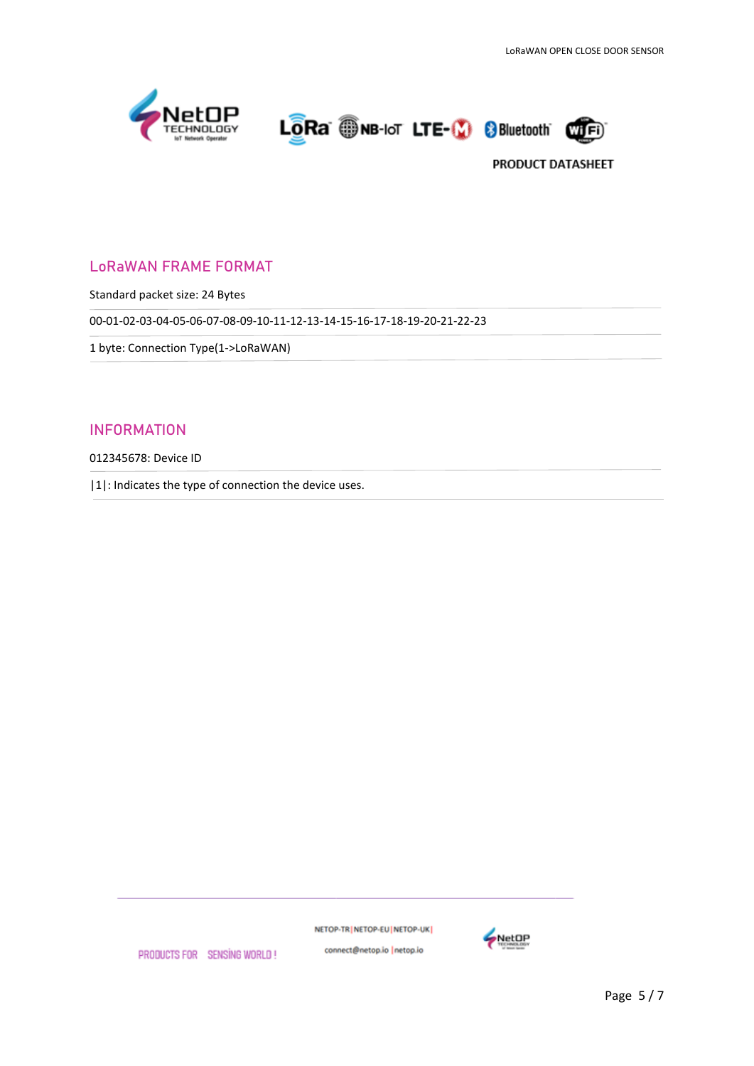## LoRaWAN FRAME FORMAT

Standard packet size: 24 Bytes

00-01-02-03-04-05-06-07-08-09-10-11-12-13-14-15-16-17-18-19-20-21-22-23

1 byte: Connection Type(1->LoRaWAN)

## INFORMATION

012345678: Device ID

|1|: Indicates the type of connection the device uses.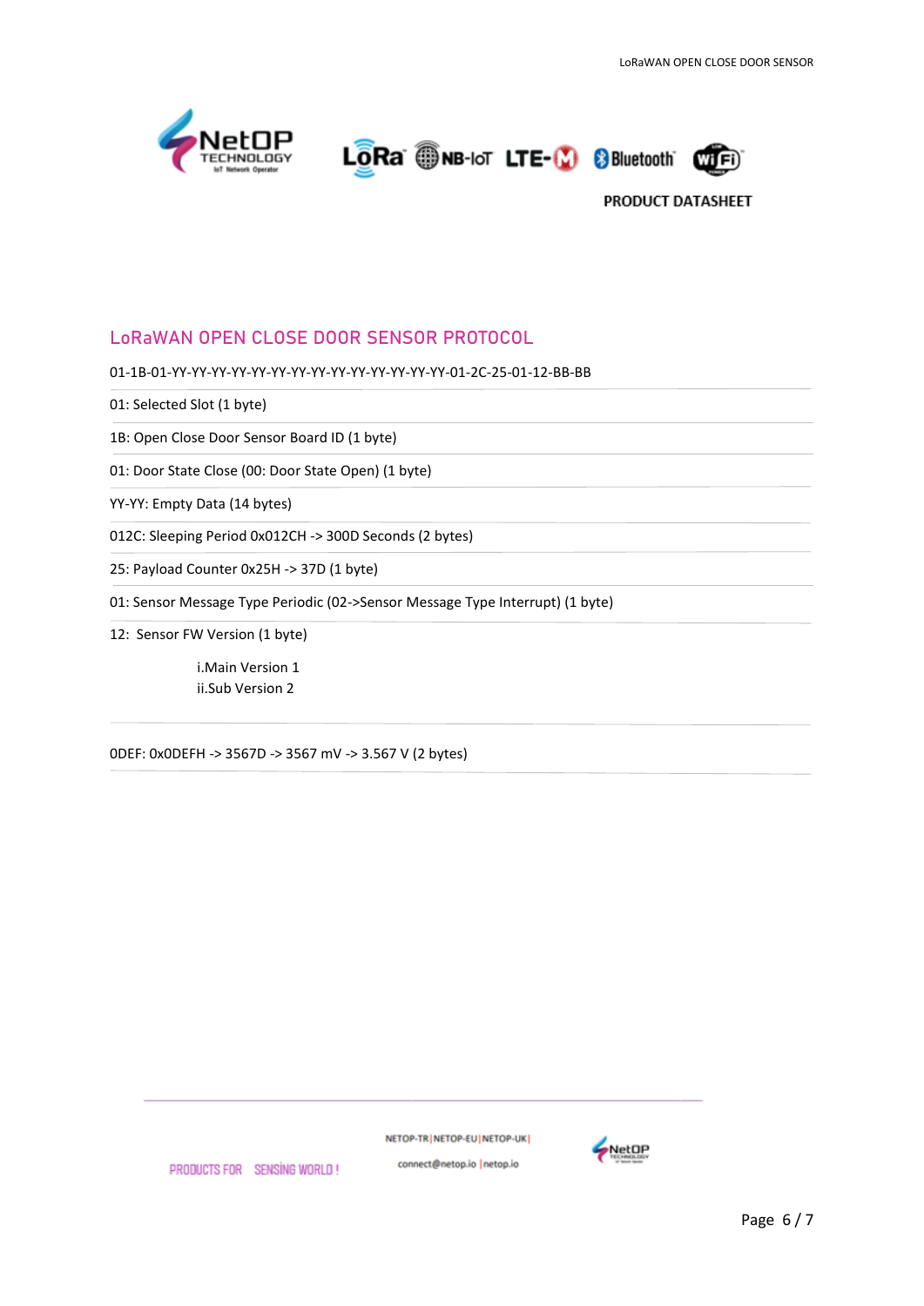**PRODUCT DATASHEET**

## LoRaWAN OPEN CLOSE DOOR SENSOR PROTOCOL

01-1B-01-YY-YY-YY-YY-YY-YY-YY-YY-YY-YY-YY-YY-YY-YY-01-2C-25-01-12-BB-BB

01: Selected Slot (1 byte)

1B: Open Close Door Sensor Board ID (1 byte)

01: Door State Close (00: Door State Open) (1 byte)

YY-YY: Empty Data (14 bytes)

012C: Sleeping Period 0x012CH -> 300D Seconds (2 bytes)

25: Payload Counter 0x25H -> 37D (1 byte)

01: Sensor Message Type Periodic (02->Sensor Message Type Interrupt) (1 byte)

12: Sensor FW Version (1 byte)

i. Main Version 1
ii. Sub Version 2

0DEF: 0x0DEFH -> 3567D -> 3567 mV -> 3.567 V (2 bytes)

PRODUCTS FOR SENSING WORLD !

NETOP-TR | NETOP-EU | NETOP-UK |

connect@netop.io | netop.io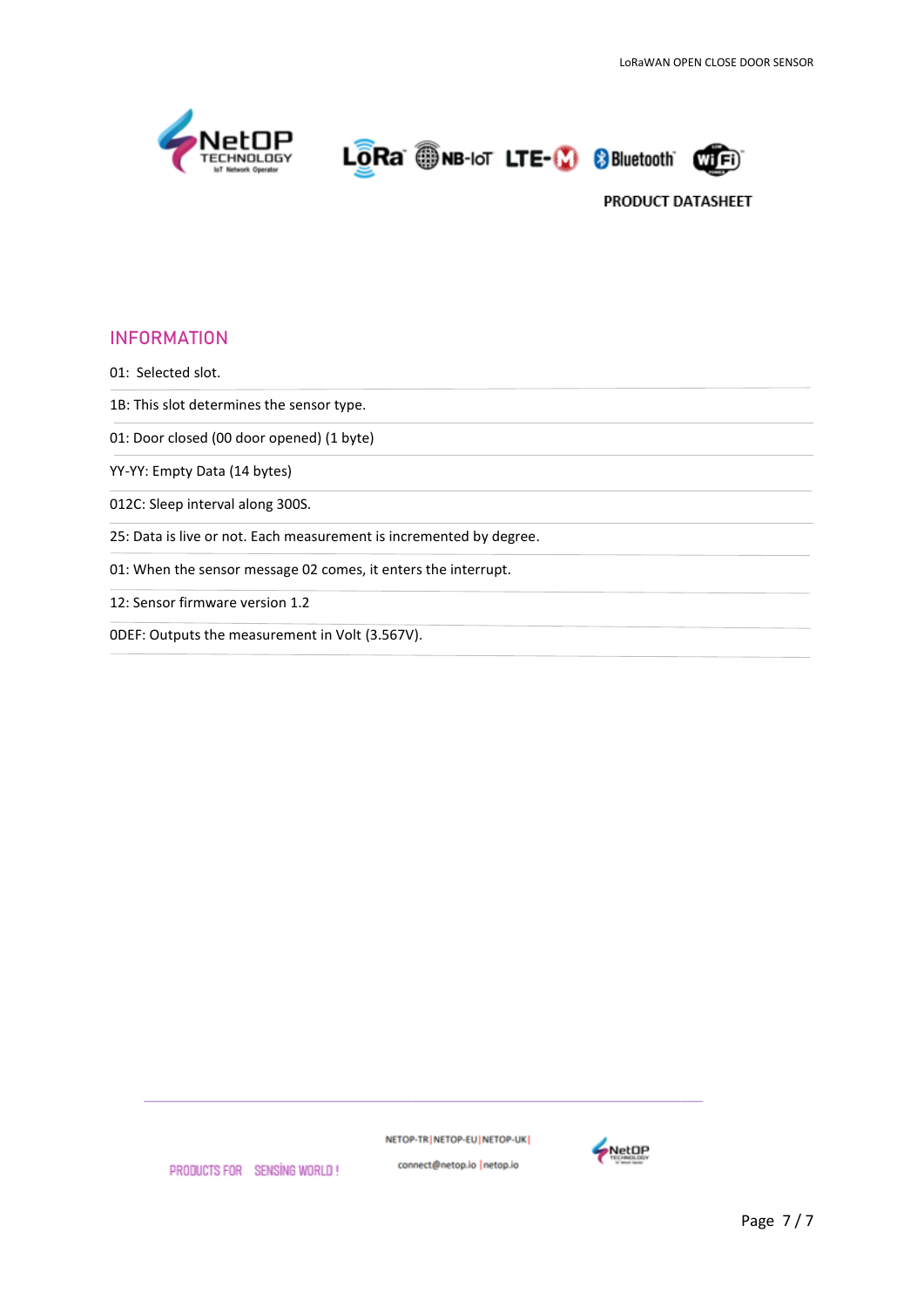## INFORMATION

01:  Selected slot.

1B: This slot determines the sensor type.

01: Door closed (00 door opened) (1 byte)

YY-YY: Empty Data (14 bytes)

012C: Sleep interval along 300S.

25: Data is live or not. Each measurement is incremented by degree.

01: When the sensor message 02 comes, it enters the interrupt.

12: Sensor firmware version 1.2

0DEF: Outputs the measurement in Volt (3.567V).